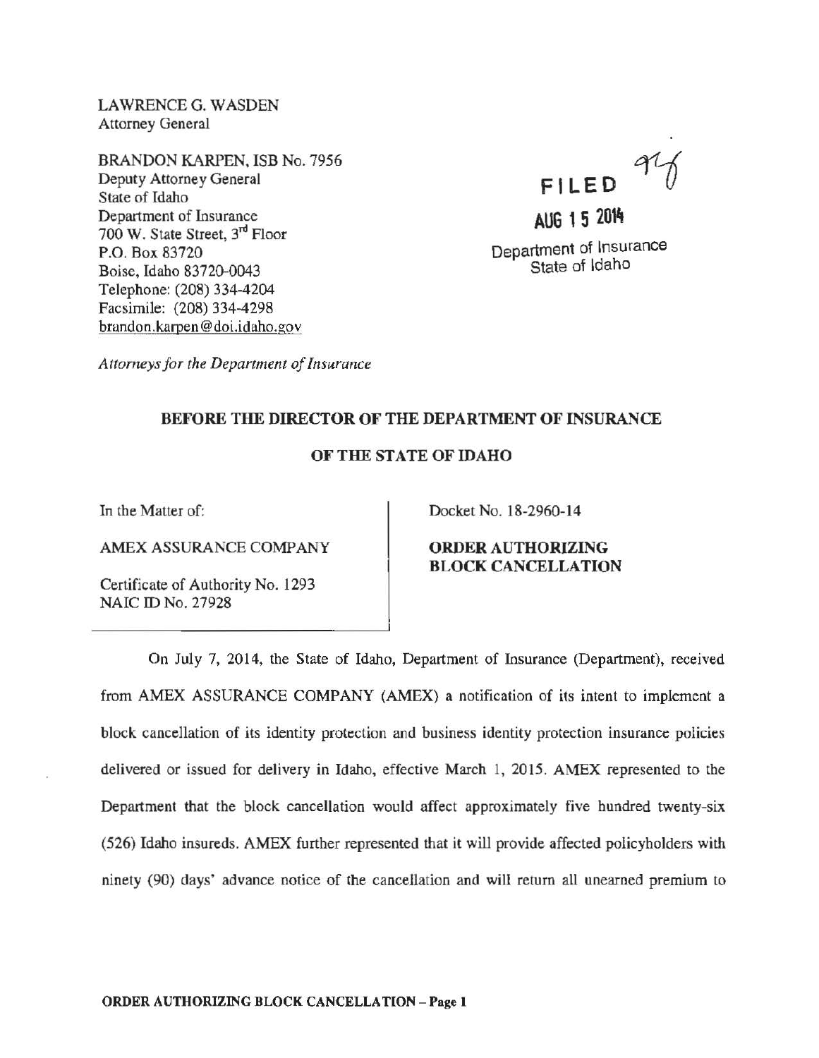LAWRENCE G. WASDEN
Attorney General

BRANDON KARPEN, ISB No. 7956
Deputy Attorney General
State of Idaho
Department of Insurance
700 W. State Street, 3rd Floor
P.O. Box 83720
Boise, Idaho 83720-0043
Telephone: (208) 334-4204
Facsimile: (208) 334-4298
brandon.karpen@doi.idaho.gov

*Attorneys for the Department of Insurance*

FILED

AUG 15 2014

Department of Insurance
State of Idaho

**BEFORE THE DIRECTOR OF THE DEPARTMENT OF INSURANCE**

**OF THE STATE OF IDAHO**

In the Matter of:

AMEX ASSURANCE COMPANY

Certificate of Authority No. 1293
NAIC ID No. 27928

Docket No. 18-2960-14

**ORDER AUTHORIZING BLOCK CANCELLATION**

On July 7, 2014, the State of Idaho, Department of Insurance (Department), received from AMEX ASSURANCE COMPANY (AMEX) a notification of its intent to implement a block cancellation of its identity protection and business identity protection insurance policies delivered or issued for delivery in Idaho, effective March 1, 2015. AMEX represented to the Department that the block cancellation would affect approximately five hundred twenty-six (526) Idaho insureds. AMEX further represented that it will provide affected policyholders with ninety (90) days' advance notice of the cancellation and will return all unearned premium to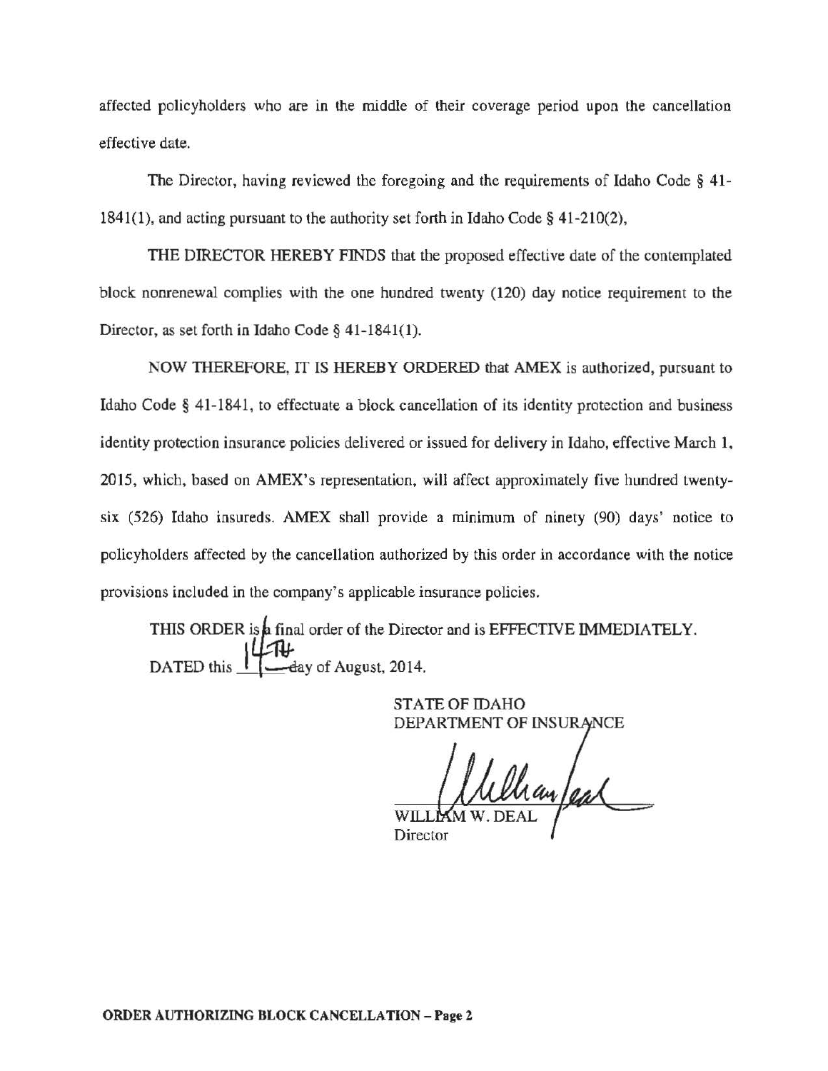affected policyholders who are in the middle of their coverage period upon the cancellation effective date.

The Director, having reviewed the foregoing and the requirements of Idaho Code § 41-1841(1), and acting pursuant to the authority set forth in Idaho Code § 41-210(2),

THE DIRECTOR HEREBY FINDS that the proposed effective date of the contemplated block nonrenewal complies with the one hundred twenty (120) day notice requirement to the Director, as set forth in Idaho Code § 41-1841(1).

NOW THEREFORE, IT IS HEREBY ORDERED that AMEX is authorized, pursuant to Idaho Code § 41-1841, to effectuate a block cancellation of its identity protection and business identity protection insurance policies delivered or issued for delivery in Idaho, effective March 1, 2015, which, based on AMEX's representation, will affect approximately five hundred twenty-six (526) Idaho insureds. AMEX shall provide a minimum of ninety (90) days' notice to policyholders affected by the cancellation authorized by this order in accordance with the notice provisions included in the company's applicable insurance policies.

THIS ORDER is a final order of the Director and is EFFECTIVE IMMEDIATELY.

DATED this 14TH day of August, 2014.

STATE OF IDAHO
DEPARTMENT OF INSURANCE

WILLIAM W. DEAL
Director

**ORDER AUTHORIZING BLOCK CANCELLATION – Page 2**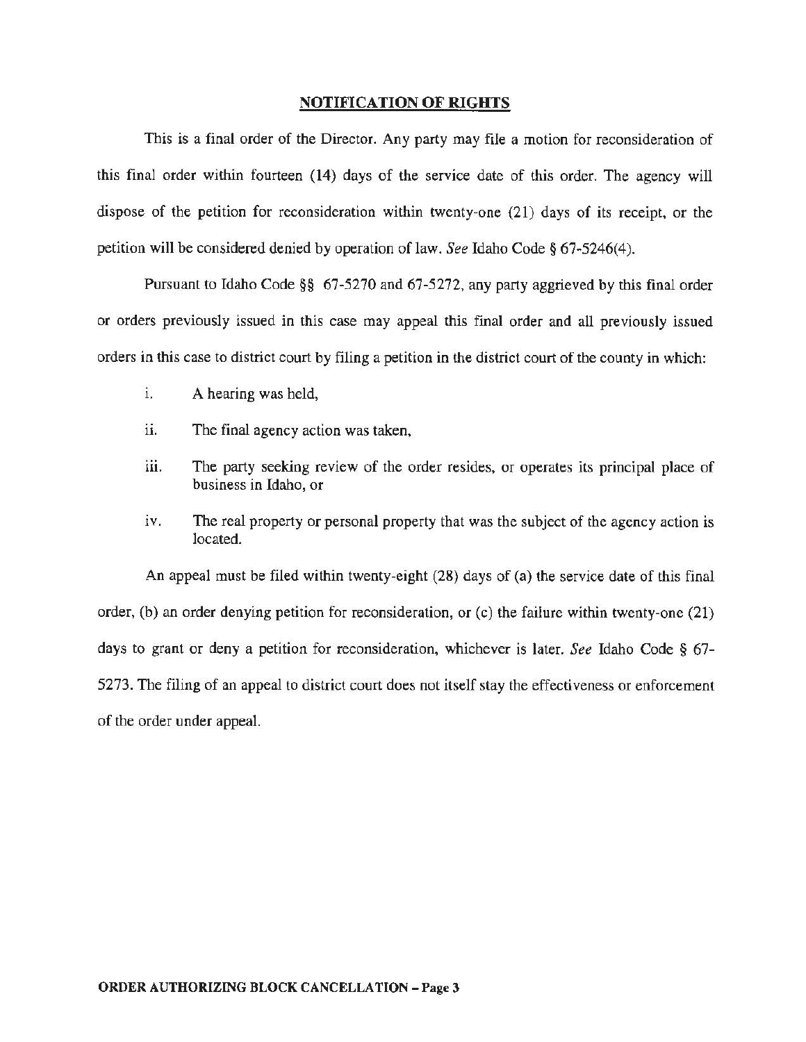## NOTIFICATION OF RIGHTS

This is a final order of the Director. Any party may file a motion for reconsideration of this final order within fourteen (14) days of the service date of this order. The agency will dispose of the petition for reconsideration within twenty-one (21) days of its receipt, or the petition will be considered denied by operation of law. *See* Idaho Code § 67-5246(4).

Pursuant to Idaho Code §§ 67-5270 and 67-5272, any party aggrieved by this final order or orders previously issued in this case may appeal this final order and all previously issued orders in this case to district court by filing a petition in the district court of the county in which:

i. A hearing was held,

ii. The final agency action was taken,

iii. The party seeking review of the order resides, or operates its principal place of business in Idaho, or

iv. The real property or personal property that was the subject of the agency action is located.

An appeal must be filed within twenty-eight (28) days of (a) the service date of this final order, (b) an order denying petition for reconsideration, or (c) the failure within twenty-one (21) days to grant or deny a petition for reconsideration, whichever is later. *See* Idaho Code § 67-5273. The filing of an appeal to district court does not itself stay the effectiveness or enforcement of the order under appeal.

**ORDER AUTHORIZING BLOCK CANCELLATION – Page 3**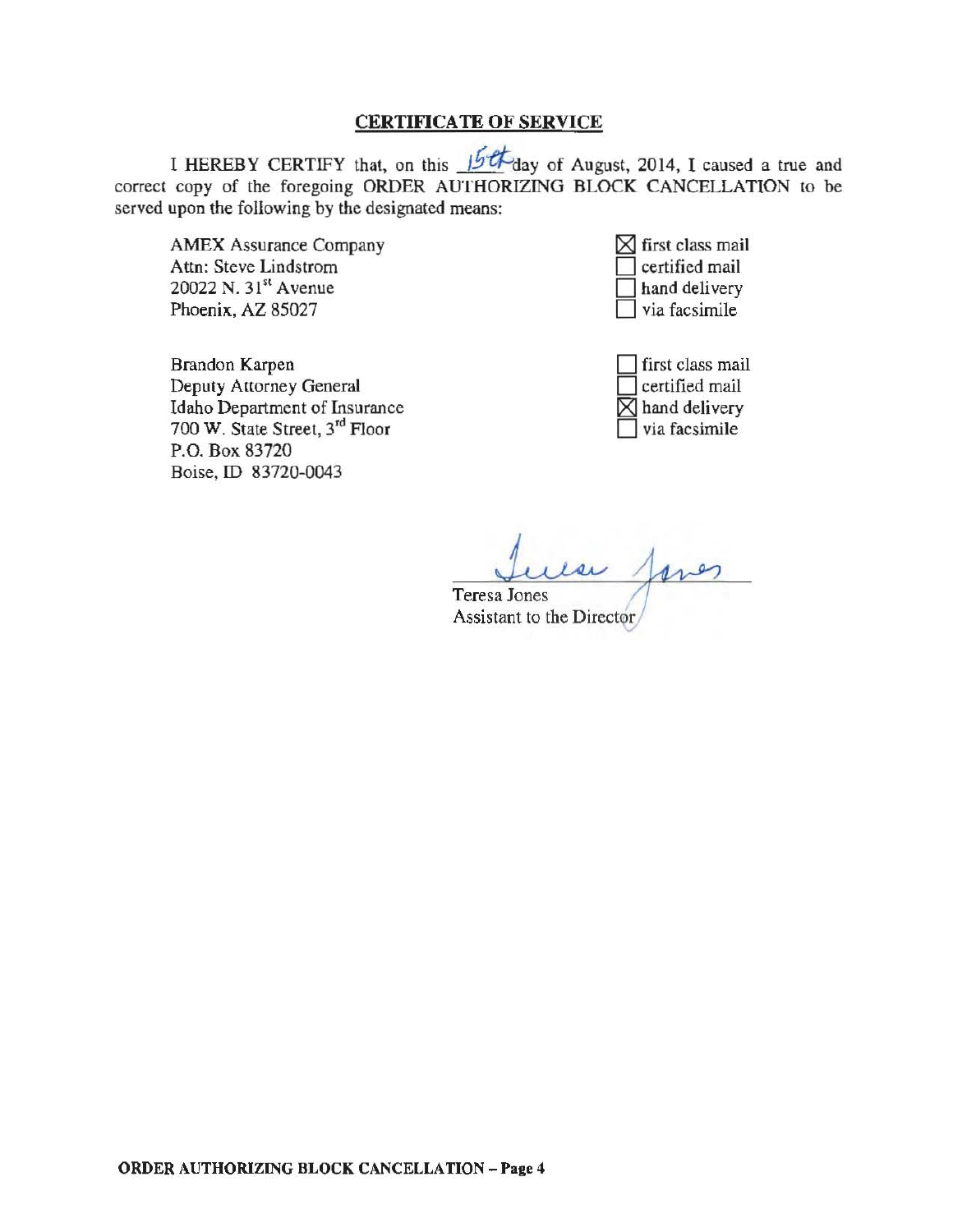## CERTIFICATE OF SERVICE

I HEREBY CERTIFY that, on this 15th day of August, 2014, I caused a true and correct copy of the foregoing ORDER AUTHORIZING BLOCK CANCELLATION to be served upon the following by the designated means:

| | |
|---|---|
| AMEX Assurance Company<br>Attn: Steve Lindstrom<br>20022 N. 31st Avenue<br>Phoenix, AZ 85027 | ☒ first class mail<br>☐ certified mail<br>☐ hand delivery<br>☐ via facsimile |
| Brandon Karpen<br>Deputy Attorney General<br>Idaho Department of Insurance<br>700 W. State Street, 3rd Floor<br>P.O. Box 83720<br>Boise, ID 83720-0043 | ☐ first class mail<br>☐ certified mail<br>☒ hand delivery<br>☐ via facsimile |

Teresa Jones
Teresa Jones
Assistant to the Director

**ORDER AUTHORIZING BLOCK CANCELLATION – Page 4**